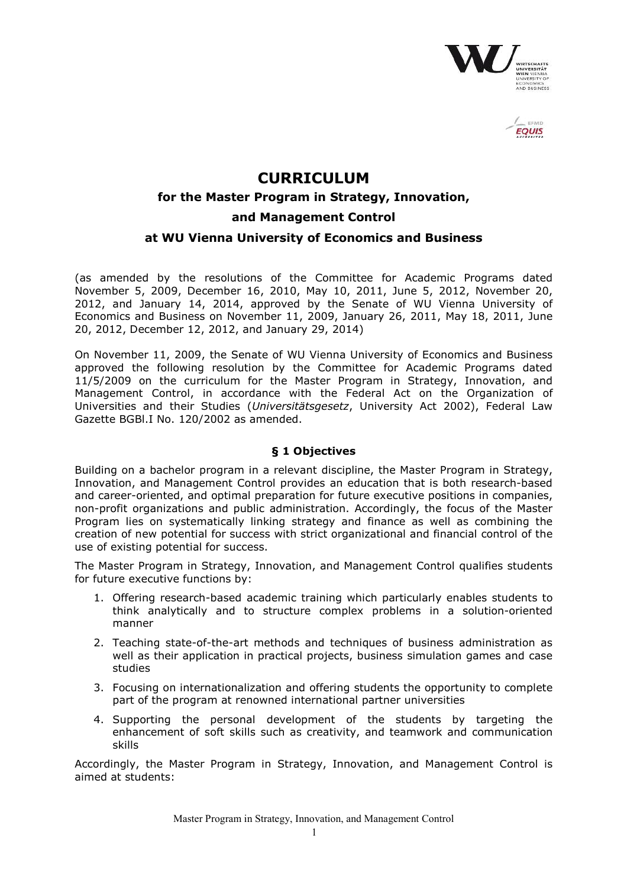# CURRICULUM

## for the Master Program in Strategy, Innovation, and Management Control at WU Vienna University of Economics and Business

(as amended by the resolutions of the Committee for Academic Programs dated November 5, 2009, December 16, 2010, May 10, 2011, June 5, 2012, November 20, 2012, and January 14, 2014, approved by the Senate of WU Vienna University of Economics and Business on November 11, 2009, January 26, 2011, May 18, 2011, June 20, 2012, December 12, 2012, and January 29, 2014)

On November 11, 2009, the Senate of WU Vienna University of Economics and Business approved the following resolution by the Committee for Academic Programs dated 11/5/2009 on the curriculum for the Master Program in Strategy, Innovation, and Management Control, in accordance with the Federal Act on the Organization of Universities and their Studies (*Universitätsgesetz*, University Act 2002), Federal Law Gazette BGBl.I No. 120/2002 as amended.

### § 1 Objectives

Building on a bachelor program in a relevant discipline, the Master Program in Strategy, Innovation, and Management Control provides an education that is both research-based and career-oriented, and optimal preparation for future executive positions in companies, non-profit organizations and public administration. Accordingly, the focus of the Master Program lies on systematically linking strategy and finance as well as combining the creation of new potential for success with strict organizational and financial control of the use of existing potential for success.

The Master Program in Strategy, Innovation, and Management Control qualifies students for future executive functions by:

1. Offering research-based academic training which particularly enables students to think analytically and to structure complex problems in a solution-oriented manner
2. Teaching state-of-the-art methods and techniques of business administration as well as their application in practical projects, business simulation games and case studies
3. Focusing on internationalization and offering students the opportunity to complete part of the program at renowned international partner universities
4. Supporting the personal development of the students by targeting the enhancement of soft skills such as creativity, and teamwork and communication skills

Accordingly, the Master Program in Strategy, Innovation, and Management Control is aimed at students: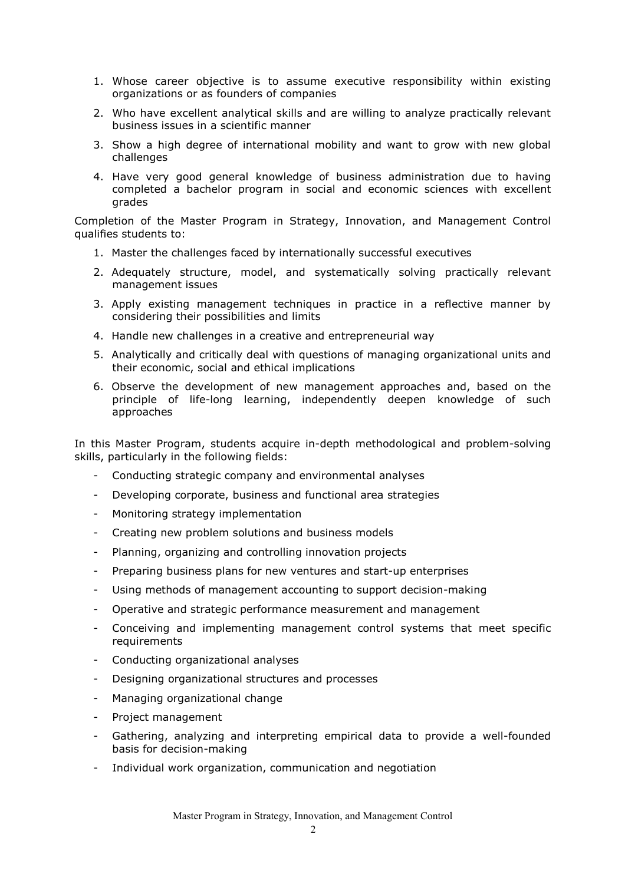1. Whose career objective is to assume executive responsibility within existing organizations or as founders of companies
2. Who have excellent analytical skills and are willing to analyze practically relevant business issues in a scientific manner
3. Show a high degree of international mobility and want to grow with new global challenges
4. Have very good general knowledge of business administration due to having completed a bachelor program in social and economic sciences with excellent grades

Completion of the Master Program in Strategy, Innovation, and Management Control qualifies students to:

1. Master the challenges faced by internationally successful executives
2. Adequately structure, model, and systematically solving practically relevant management issues
3. Apply existing management techniques in practice in a reflective manner by considering their possibilities and limits
4. Handle new challenges in a creative and entrepreneurial way
5. Analytically and critically deal with questions of managing organizational units and their economic, social and ethical implications
6. Observe the development of new management approaches and, based on the principle of life-long learning, independently deepen knowledge of such approaches

In this Master Program, students acquire in-depth methodological and problem-solving skills, particularly in the following fields:

- Conducting strategic company and environmental analyses
- Developing corporate, business and functional area strategies
- Monitoring strategy implementation
- Creating new problem solutions and business models
- Planning, organizing and controlling innovation projects
- Preparing business plans for new ventures and start-up enterprises
- Using methods of management accounting to support decision-making
- Operative and strategic performance measurement and management
- Conceiving and implementing management control systems that meet specific requirements
- Conducting organizational analyses
- Designing organizational structures and processes
- Managing organizational change
- Project management
- Gathering, analyzing and interpreting empirical data to provide a well-founded basis for decision-making
- Individual work organization, communication and negotiation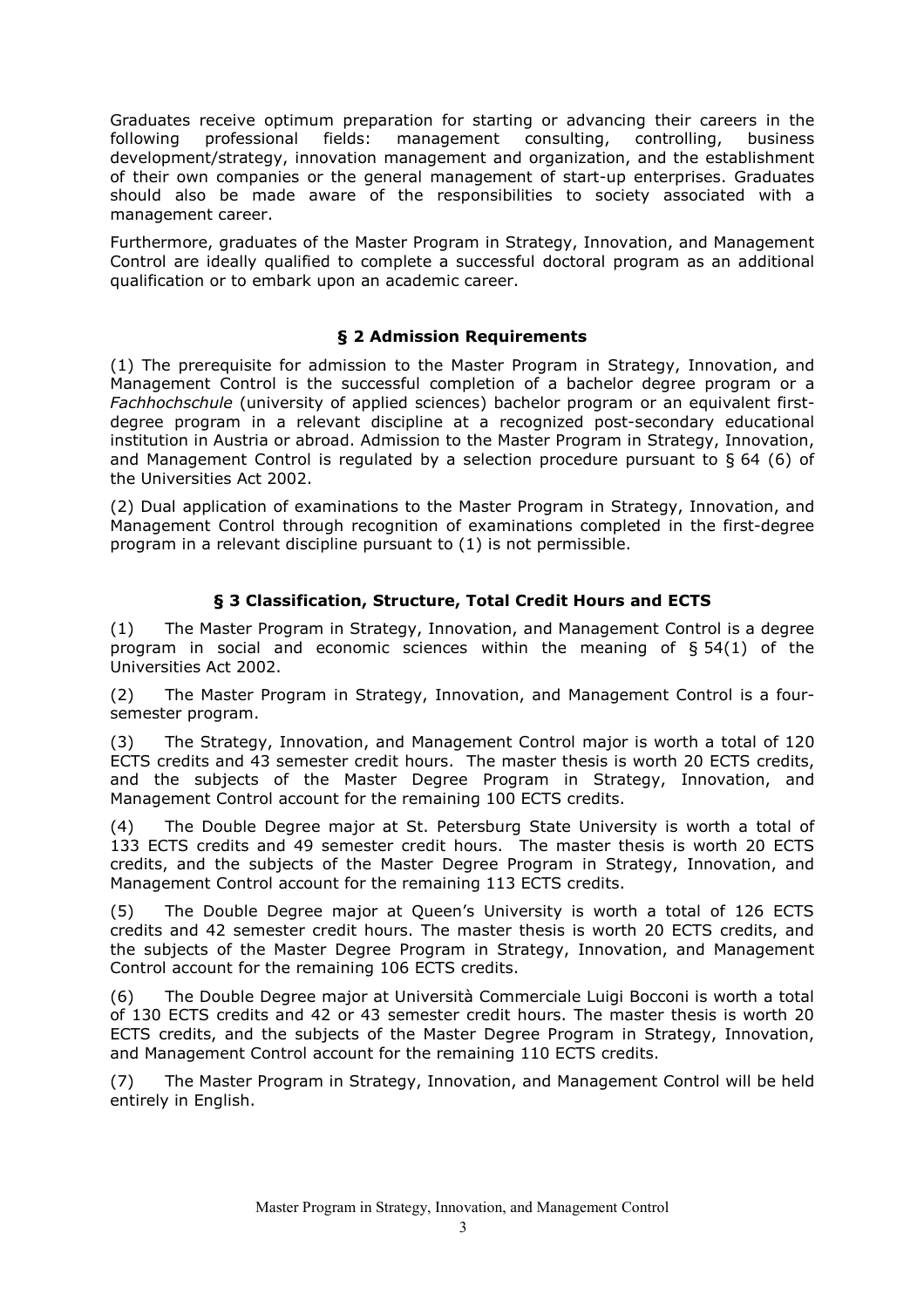Graduates receive optimum preparation for starting or advancing their careers in the following professional fields: management consulting, controlling, business development/strategy, innovation management and organization, and the establishment of their own companies or the general management of start-up enterprises. Graduates should also be made aware of the responsibilities to society associated with a management career.

Furthermore, graduates of the Master Program in Strategy, Innovation, and Management Control are ideally qualified to complete a successful doctoral program as an additional qualification or to embark upon an academic career.

## § 2 Admission Requirements

(1) The prerequisite for admission to the Master Program in Strategy, Innovation, and Management Control is the successful completion of a bachelor degree program or a *Fachhochschule* (university of applied sciences) bachelor program or an equivalent first-degree program in a relevant discipline at a recognized post-secondary educational institution in Austria or abroad. Admission to the Master Program in Strategy, Innovation, and Management Control is regulated by a selection procedure pursuant to § 64 (6) of the Universities Act 2002.

(2) Dual application of examinations to the Master Program in Strategy, Innovation, and Management Control through recognition of examinations completed in the first-degree program in a relevant discipline pursuant to (1) is not permissible.

## § 3 Classification, Structure, Total Credit Hours and ECTS

(1) The Master Program in Strategy, Innovation, and Management Control is a degree program in social and economic sciences within the meaning of § 54(1) of the Universities Act 2002.

(2) The Master Program in Strategy, Innovation, and Management Control is a four-semester program.

(3) The Strategy, Innovation, and Management Control major is worth a total of 120 ECTS credits and 43 semester credit hours. The master thesis is worth 20 ECTS credits, and the subjects of the Master Degree Program in Strategy, Innovation, and Management Control account for the remaining 100 ECTS credits.

(4) The Double Degree major at St. Petersburg State University is worth a total of 133 ECTS credits and 49 semester credit hours. The master thesis is worth 20 ECTS credits, and the subjects of the Master Degree Program in Strategy, Innovation, and Management Control account for the remaining 113 ECTS credits.

(5) The Double Degree major at Queen's University is worth a total of 126 ECTS credits and 42 semester credit hours. The master thesis is worth 20 ECTS credits, and the subjects of the Master Degree Program in Strategy, Innovation, and Management Control account for the remaining 106 ECTS credits.

(6) The Double Degree major at Università Commerciale Luigi Bocconi is worth a total of 130 ECTS credits and 42 or 43 semester credit hours. The master thesis is worth 20 ECTS credits, and the subjects of the Master Degree Program in Strategy, Innovation, and Management Control account for the remaining 110 ECTS credits.

(7) The Master Program in Strategy, Innovation, and Management Control will be held entirely in English.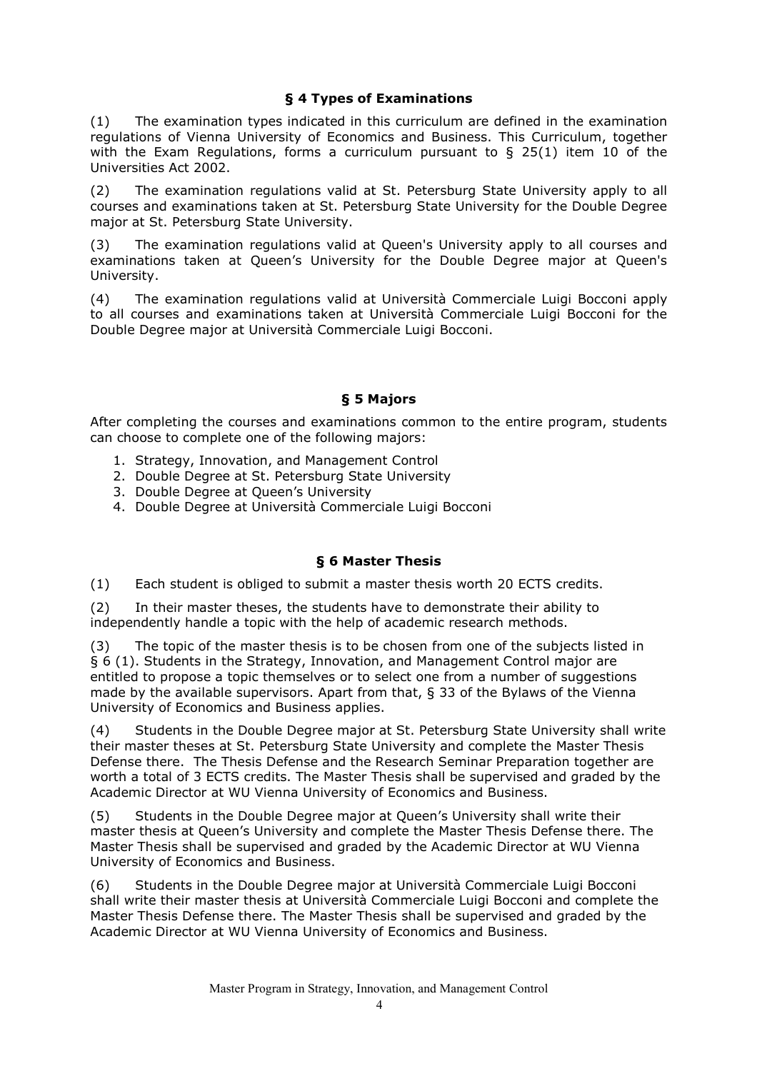## § 4 Types of Examinations

(1) The examination types indicated in this curriculum are defined in the examination regulations of Vienna University of Economics and Business. This Curriculum, together with the Exam Regulations, forms a curriculum pursuant to § 25(1) item 10 of the Universities Act 2002.

(2) The examination regulations valid at St. Petersburg State University apply to all courses and examinations taken at St. Petersburg State University for the Double Degree major at St. Petersburg State University.

(3) The examination regulations valid at Queen's University apply to all courses and examinations taken at Queen's University for the Double Degree major at Queen's University.

(4) The examination regulations valid at Università Commerciale Luigi Bocconi apply to all courses and examinations taken at Università Commerciale Luigi Bocconi for the Double Degree major at Università Commerciale Luigi Bocconi.

## § 5 Majors

After completing the courses and examinations common to the entire program, students can choose to complete one of the following majors:

1. Strategy, Innovation, and Management Control
2. Double Degree at St. Petersburg State University
3. Double Degree at Queen's University
4. Double Degree at Università Commerciale Luigi Bocconi

## § 6 Master Thesis

(1) Each student is obliged to submit a master thesis worth 20 ECTS credits.

(2) In their master theses, the students have to demonstrate their ability to independently handle a topic with the help of academic research methods.

(3) The topic of the master thesis is to be chosen from one of the subjects listed in § 6 (1). Students in the Strategy, Innovation, and Management Control major are entitled to propose a topic themselves or to select one from a number of suggestions made by the available supervisors. Apart from that, § 33 of the Bylaws of the Vienna University of Economics and Business applies.

(4) Students in the Double Degree major at St. Petersburg State University shall write their master theses at St. Petersburg State University and complete the Master Thesis Defense there. The Thesis Defense and the Research Seminar Preparation together are worth a total of 3 ECTS credits. The Master Thesis shall be supervised and graded by the Academic Director at WU Vienna University of Economics and Business.

(5) Students in the Double Degree major at Queen's University shall write their master thesis at Queen's University and complete the Master Thesis Defense there. The Master Thesis shall be supervised and graded by the Academic Director at WU Vienna University of Economics and Business.

(6) Students in the Double Degree major at Università Commerciale Luigi Bocconi shall write their master thesis at Università Commerciale Luigi Bocconi and complete the Master Thesis Defense there. The Master Thesis shall be supervised and graded by the Academic Director at WU Vienna University of Economics and Business.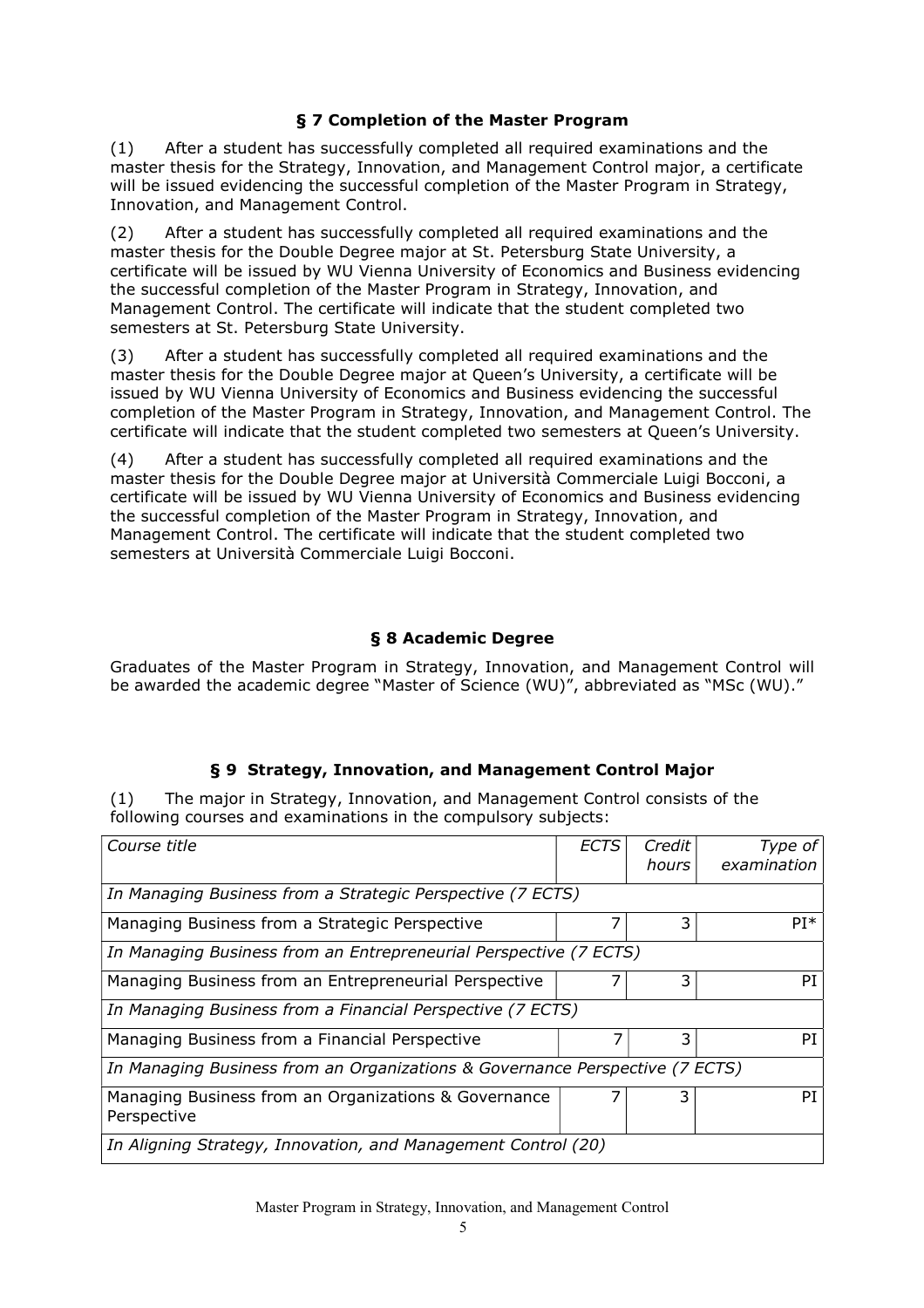## § 7 Completion of the Master Program

(1) After a student has successfully completed all required examinations and the master thesis for the Strategy, Innovation, and Management Control major, a certificate will be issued evidencing the successful completion of the Master Program in Strategy, Innovation, and Management Control.

(2) After a student has successfully completed all required examinations and the master thesis for the Double Degree major at St. Petersburg State University, a certificate will be issued by WU Vienna University of Economics and Business evidencing the successful completion of the Master Program in Strategy, Innovation, and Management Control. The certificate will indicate that the student completed two semesters at St. Petersburg State University.

(3) After a student has successfully completed all required examinations and the master thesis for the Double Degree major at Queen's University, a certificate will be issued by WU Vienna University of Economics and Business evidencing the successful completion of the Master Program in Strategy, Innovation, and Management Control. The certificate will indicate that the student completed two semesters at Queen's University.

(4) After a student has successfully completed all required examinations and the master thesis for the Double Degree major at Università Commerciale Luigi Bocconi, a certificate will be issued by WU Vienna University of Economics and Business evidencing the successful completion of the Master Program in Strategy, Innovation, and Management Control. The certificate will indicate that the student completed two semesters at Università Commerciale Luigi Bocconi.

## § 8 Academic Degree

Graduates of the Master Program in Strategy, Innovation, and Management Control will be awarded the academic degree "Master of Science (WU)", abbreviated as "MSc (WU)."

## § 9 Strategy, Innovation, and Management Control Major

(1) The major in Strategy, Innovation, and Management Control consists of the following courses and examinations in the compulsory subjects:

| *Course title* | *ECTS* | *Credit hours* | *Type of examination* |
|---|---|---|---|
| *In Managing Business from a Strategic Perspective (7 ECTS)* | | | |
| Managing Business from a Strategic Perspective | 7 | 3 | PI* |
| *In Managing Business from an Entrepreneurial Perspective (7 ECTS)* | | | |
| Managing Business from an Entrepreneurial Perspective | 7 | 3 | PI |
| *In Managing Business from a Financial Perspective (7 ECTS)* | | | |
| Managing Business from a Financial Perspective | 7 | 3 | PI |
| *In Managing Business from an Organizations & Governance Perspective (7 ECTS)* | | | |
| Managing Business from an Organizations & Governance Perspective | 7 | 3 | PI |
| *In Aligning Strategy, Innovation, and Management Control (20)* | | | |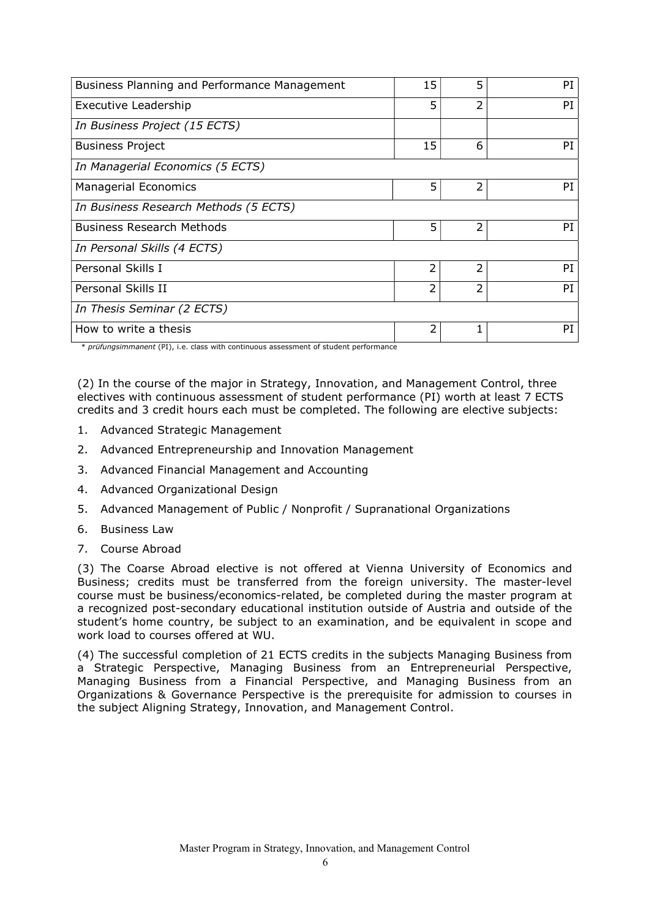| | | | |
|---|---|---|---|
| Business Planning and Performance Management | 15 | 5 | PI |
| Executive Leadership | 5 | 2 | PI |
| *In Business Project (15 ECTS)* | | | |
| Business Project | 15 | 6 | PI |
| *In Managerial Economics (5 ECTS)* | | | |
| Managerial Economics | 5 | 2 | PI |
| *In Business Research Methods (5 ECTS)* | | | |
| Business Research Methods | 5 | 2 | PI |
| *In Personal Skills (4 ECTS)* | | | |
| Personal Skills I | 2 | 2 | PI |
| Personal Skills II | 2 | 2 | PI |
| *In Thesis Seminar (2 ECTS)* | | | |
| How to write a thesis | 2 | 1 | PI |

\* *prüfungsimmanent* (PI), i.e. class with continuous assessment of student performance

(2) In the course of the major in Strategy, Innovation, and Management Control, three electives with continuous assessment of student performance (PI) worth at least 7 ECTS credits and 3 credit hours each must be completed. The following are elective subjects:

1. Advanced Strategic Management
2. Advanced Entrepreneurship and Innovation Management
3. Advanced Financial Management and Accounting
4. Advanced Organizational Design
5. Advanced Management of Public / Nonprofit / Supranational Organizations
6. Business Law
7. Course Abroad

(3) The Coarse Abroad elective is not offered at Vienna University of Economics and Business; credits must be transferred from the foreign university. The master-level course must be business/economics-related, be completed during the master program at a recognized post-secondary educational institution outside of Austria and outside of the student's home country, be subject to an examination, and be equivalent in scope and work load to courses offered at WU.

(4) The successful completion of 21 ECTS credits in the subjects Managing Business from a Strategic Perspective, Managing Business from an Entrepreneurial Perspective, Managing Business from a Financial Perspective, and Managing Business from an Organizations & Governance Perspective is the prerequisite for admission to courses in the subject Aligning Strategy, Innovation, and Management Control.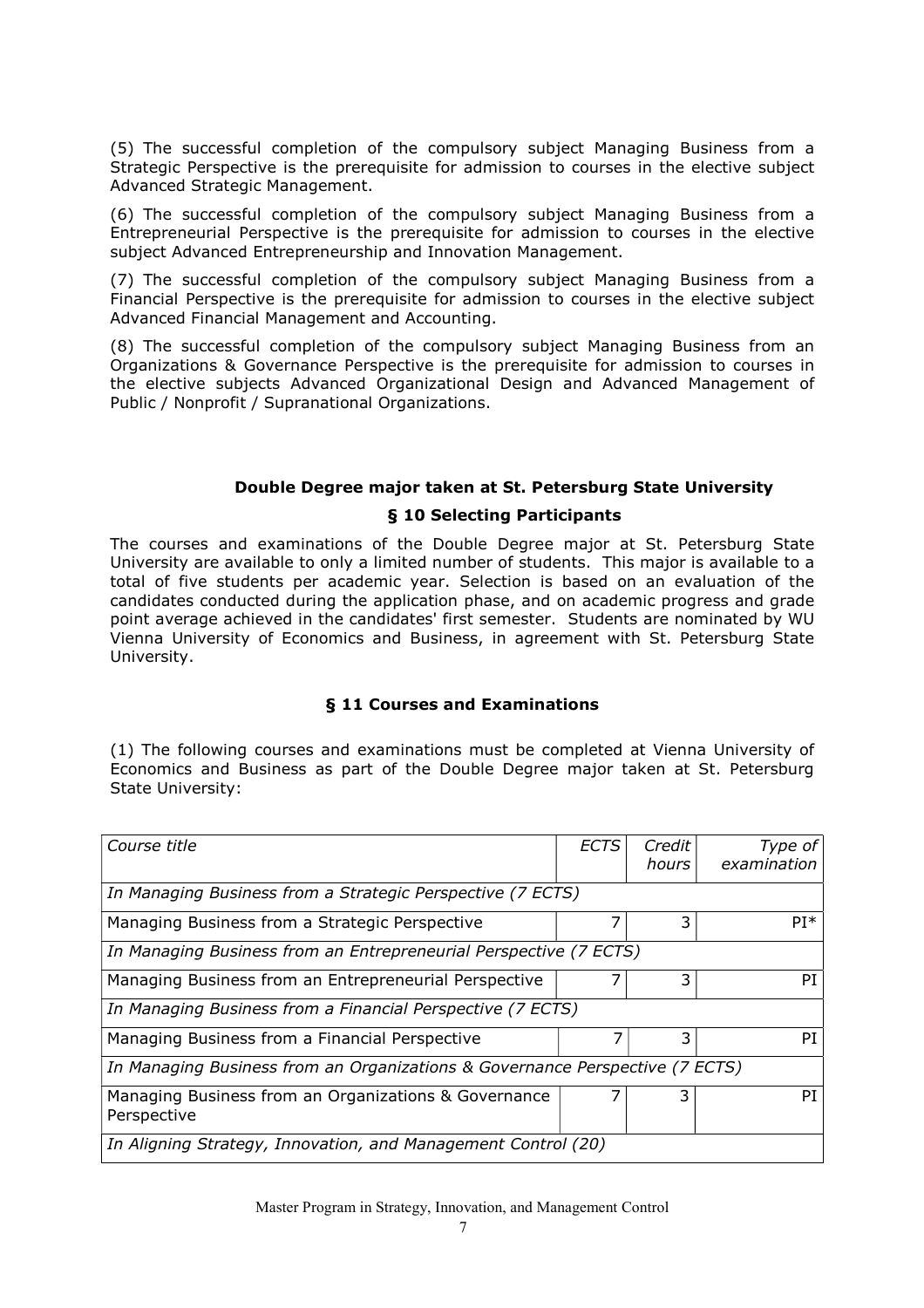(5) The successful completion of the compulsory subject Managing Business from a Strategic Perspective is the prerequisite for admission to courses in the elective subject Advanced Strategic Management.

(6) The successful completion of the compulsory subject Managing Business from a Entrepreneurial Perspective is the prerequisite for admission to courses in the elective subject Advanced Entrepreneurship and Innovation Management.

(7) The successful completion of the compulsory subject Managing Business from a Financial Perspective is the prerequisite for admission to courses in the elective subject Advanced Financial Management and Accounting.

(8) The successful completion of the compulsory subject Managing Business from an Organizations & Governance Perspective is the prerequisite for admission to courses in the elective subjects Advanced Organizational Design and Advanced Management of Public / Nonprofit / Supranational Organizations.

## Double Degree major taken at St. Petersburg State University

### § 10 Selecting Participants

The courses and examinations of the Double Degree major at St. Petersburg State University are available to only a limited number of students. This major is available to a total of five students per academic year. Selection is based on an evaluation of the candidates conducted during the application phase, and on academic progress and grade point average achieved in the candidates' first semester. Students are nominated by WU Vienna University of Economics and Business, in agreement with St. Petersburg State University.

### § 11 Courses and Examinations

(1) The following courses and examinations must be completed at Vienna University of Economics and Business as part of the Double Degree major taken at St. Petersburg State University:

| *Course title* | *ECTS* | *Credit hours* | *Type of examination* |
|---|---|---|---|
| *In Managing Business from a Strategic Perspective (7 ECTS)* | | | |
| Managing Business from a Strategic Perspective | 7 | 3 | PI* |
| *In Managing Business from an Entrepreneurial Perspective (7 ECTS)* | | | |
| Managing Business from an Entrepreneurial Perspective | 7 | 3 | PI |
| *In Managing Business from a Financial Perspective (7 ECTS)* | | | |
| Managing Business from a Financial Perspective | 7 | 3 | PI |
| *In Managing Business from an Organizations & Governance Perspective (7 ECTS)* | | | |
| Managing Business from an Organizations & Governance Perspective | 7 | 3 | PI |
| *In Aligning Strategy, Innovation, and Management Control (20)* | | | |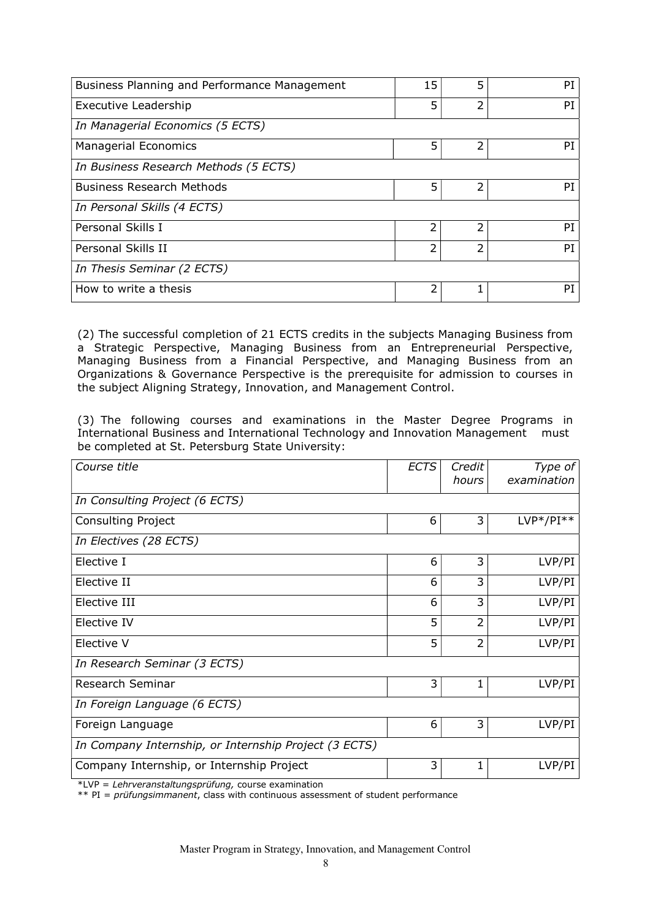| | | | |
|---|---|---|---|
| Business Planning and Performance Management | 15 | 5 | PI |
| Executive Leadership | 5 | 2 | PI |
| *In Managerial Economics (5 ECTS)* | | | |
| Managerial Economics | 5 | 2 | PI |
| *In Business Research Methods (5 ECTS)* | | | |
| Business Research Methods | 5 | 2 | PI |
| *In Personal Skills (4 ECTS)* | | | |
| Personal Skills I | 2 | 2 | PI |
| Personal Skills II | 2 | 2 | PI |
| *In Thesis Seminar (2 ECTS)* | | | |
| How to write a thesis | 2 | 1 | PI |

(2) The successful completion of 21 ECTS credits in the subjects Managing Business from a Strategic Perspective, Managing Business from an Entrepreneurial Perspective, Managing Business from a Financial Perspective, and Managing Business from an Organizations & Governance Perspective is the prerequisite for admission to courses in the subject Aligning Strategy, Innovation, and Management Control.

(3) The following courses and examinations in the Master Degree Programs in International Business and International Technology and Innovation Management must be completed at St. Petersburg State University:

| *Course title* | *ECTS* | *Credit hours* | *Type of examination* |
|---|---|---|---|
| *In Consulting Project (6 ECTS)* | | | |
| Consulting Project | 6 | 3 | LVP*/PI** |
| *In Electives (28 ECTS)* | | | |
| Elective I | 6 | 3 | LVP/PI |
| Elective II | 6 | 3 | LVP/PI |
| Elective III | 6 | 3 | LVP/PI |
| Elective IV | 5 | 2 | LVP/PI |
| Elective V | 5 | 2 | LVP/PI |
| *In Research Seminar (3 ECTS)* | | | |
| Research Seminar | 3 | 1 | LVP/PI |
| *In Foreign Language (6 ECTS)* | | | |
| Foreign Language | 6 | 3 | LVP/PI |
| *In Company Internship, or Internship Project (3 ECTS)* | | | |
| Company Internship, or Internship Project | 3 | 1 | LVP/PI |

*LVP = *Lehrveranstaltungsprüfung,* course examination

** PI = *prüfungsimmanent*, class with continuous assessment of student performance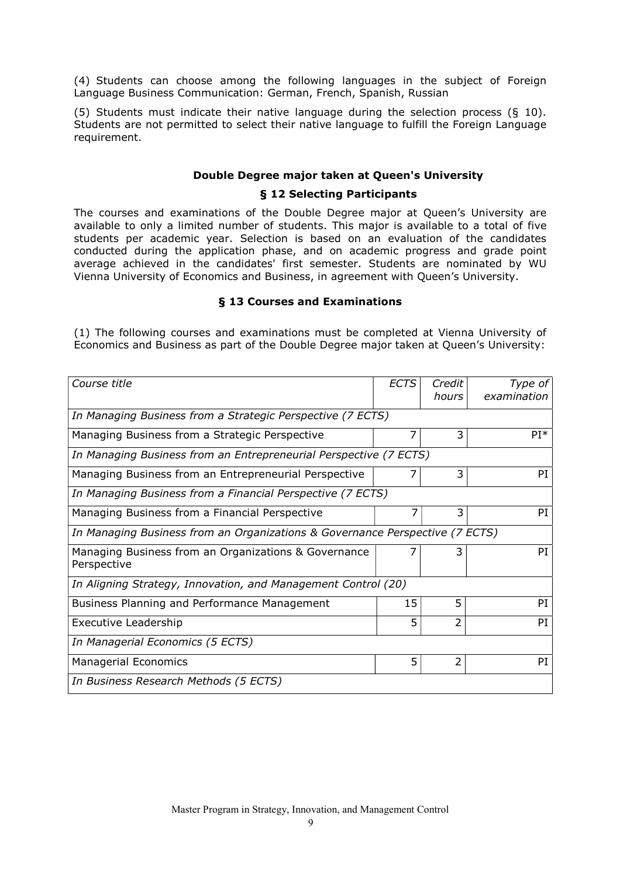(4) Students can choose among the following languages in the subject of Foreign Language Business Communication: German, French, Spanish, Russian

(5) Students must indicate their native language during the selection process (§ 10). Students are not permitted to select their native language to fulfill the Foreign Language requirement.

## Double Degree major taken at Queen's University

### § 12 Selecting Participants

The courses and examinations of the Double Degree major at Queen's University are available to only a limited number of students. This major is available to a total of five students per academic year. Selection is based on an evaluation of the candidates conducted during the application phase, and on academic progress and grade point average achieved in the candidates' first semester. Students are nominated by WU Vienna University of Economics and Business, in agreement with Queen's University.

### § 13 Courses and Examinations

(1) The following courses and examinations must be completed at Vienna University of Economics and Business as part of the Double Degree major taken at Queen's University:

| *Course title* | *ECTS* | *Credit hours* | *Type of examination* |
|---|---|---|---|
| *In Managing Business from a Strategic Perspective (7 ECTS)* | | | |
| Managing Business from a Strategic Perspective | 7 | 3 | PI* |
| *In Managing Business from an Entrepreneurial Perspective (7 ECTS)* | | | |
| Managing Business from an Entrepreneurial Perspective | 7 | 3 | PI |
| *In Managing Business from a Financial Perspective (7 ECTS)* | | | |
| Managing Business from a Financial Perspective | 7 | 3 | PI |
| *In Managing Business from an Organizations & Governance Perspective (7 ECTS)* | | | |
| Managing Business from an Organizations & Governance Perspective | 7 | 3 | PI |
| *In Aligning Strategy, Innovation, and Management Control (20)* | | | |
| Business Planning and Performance Management | 15 | 5 | PI |
| Executive Leadership | 5 | 2 | PI |
| *In Managerial Economics (5 ECTS)* | | | |
| Managerial Economics | 5 | 2 | PI |
| *In Business Research Methods (5 ECTS)* | | | |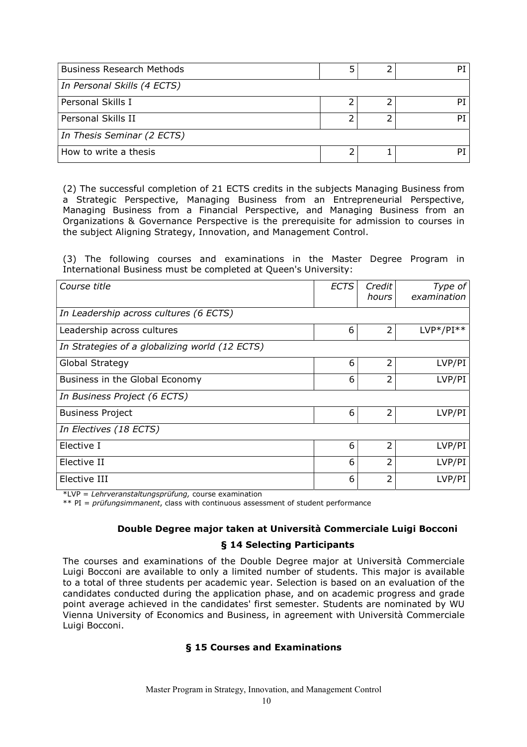| Business Research Methods | 5 | 2 | PI |
|---|---|---|---|
| *In Personal Skills (4 ECTS)* | | | |
| Personal Skills I | 2 | 2 | PI |
| Personal Skills II | 2 | 2 | PI |
| *In Thesis Seminar (2 ECTS)* | | | |
| How to write a thesis | 2 | 1 | PI |

(2) The successful completion of 21 ECTS credits in the subjects Managing Business from a Strategic Perspective, Managing Business from an Entrepreneurial Perspective, Managing Business from a Financial Perspective, and Managing Business from an Organizations & Governance Perspective is the prerequisite for admission to courses in the subject Aligning Strategy, Innovation, and Management Control.

(3) The following courses and examinations in the Master Degree Program in International Business must be completed at Queen's University:

| *Course title* | *ECTS* | *Credit hours* | *Type of examination* |
|---|---|---|---|
| *In Leadership across cultures (6 ECTS)* | | | |
| Leadership across cultures | 6 | 2 | LVP*/PI** |
| *In Strategies of a globalizing world (12 ECTS)* | | | |
| Global Strategy | 6 | 2 | LVP/PI |
| Business in the Global Economy | 6 | 2 | LVP/PI |
| *In Business Project (6 ECTS)* | | | |
| Business Project | 6 | 2 | LVP/PI |
| *In Electives (18 ECTS)* | | | |
| Elective I | 6 | 2 | LVP/PI |
| Elective II | 6 | 2 | LVP/PI |
| Elective III | 6 | 2 | LVP/PI |

*LVP = *Lehrveranstaltungsprüfung,* course examination

** PI = *prüfungsimmanent*, class with continuous assessment of student performance

### Double Degree major taken at Università Commerciale Luigi Bocconi

### § 14 Selecting Participants

The courses and examinations of the Double Degree major at Università Commerciale Luigi Bocconi are available to only a limited number of students. This major is available to a total of three students per academic year. Selection is based on an evaluation of the candidates conducted during the application phase, and on academic progress and grade point average achieved in the candidates' first semester. Students are nominated by WU Vienna University of Economics and Business, in agreement with Università Commerciale Luigi Bocconi.

### § 15 Courses and Examinations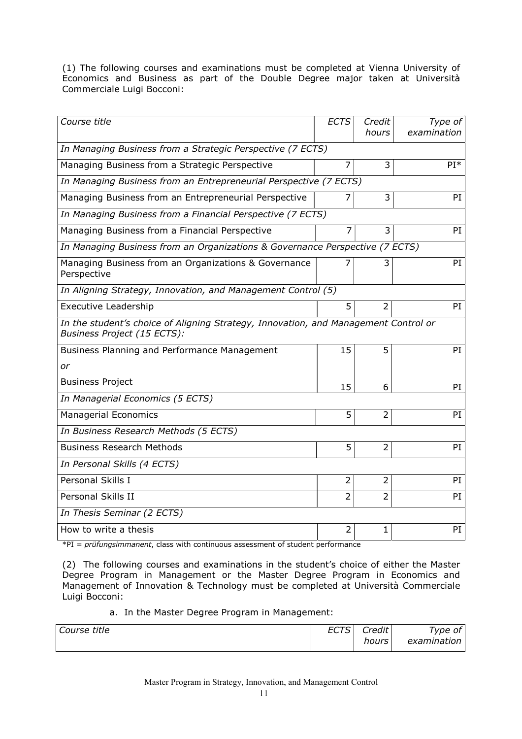(1) The following courses and examinations must be completed at Vienna University of Economics and Business as part of the Double Degree major taken at Università Commerciale Luigi Bocconi:

| *Course title* | *ECTS* | *Credit hours* | *Type of examination* |
|---|---|---|---|
| *In Managing Business from a Strategic Perspective (7 ECTS)* | | | |
| Managing Business from a Strategic Perspective | 7 | 3 | PI* |
| *In Managing Business from an Entrepreneurial Perspective (7 ECTS)* | | | |
| Managing Business from an Entrepreneurial Perspective | 7 | 3 | PI |
| *In Managing Business from a Financial Perspective (7 ECTS)* | | | |
| Managing Business from a Financial Perspective | 7 | 3 | PI |
| *In Managing Business from an Organizations & Governance Perspective (7 ECTS)* | | | |
| Managing Business from an Organizations & Governance Perspective | 7 | 3 | PI |
| *In Aligning Strategy, Innovation, and Management Control (5)* | | | |
| Executive Leadership | 5 | 2 | PI |
| *In the student's choice of Aligning Strategy, Innovation, and Management Control or Business Project (15 ECTS):* | | | |
| Business Planning and Performance Management | 15 | 5 | PI |
| *or* | | | |
| Business Project | 15 | 6 | PI |
| *In Managerial Economics (5 ECTS)* | | | |
| Managerial Economics | 5 | 2 | PI |
| *In Business Research Methods (5 ECTS)* | | | |
| Business Research Methods | 5 | 2 | PI |
| *In Personal Skills (4 ECTS)* | | | |
| Personal Skills I | 2 | 2 | PI |
| Personal Skills II | 2 | 2 | PI |
| *In Thesis Seminar (2 ECTS)* | | | |
| How to write a thesis | 2 | 1 | PI |

*PI = *prüfungsimmanent*, class with continuous assessment of student performance

(2) The following courses and examinations in the student's choice of either the Master Degree Program in Management or the Master Degree Program in Economics and Management of Innovation & Technology must be completed at Università Commerciale Luigi Bocconi:

a. In the Master Degree Program in Management:

| *Course title* | *ECTS* | *Credit hours* | *Type of examination* |
|---|---|---|---|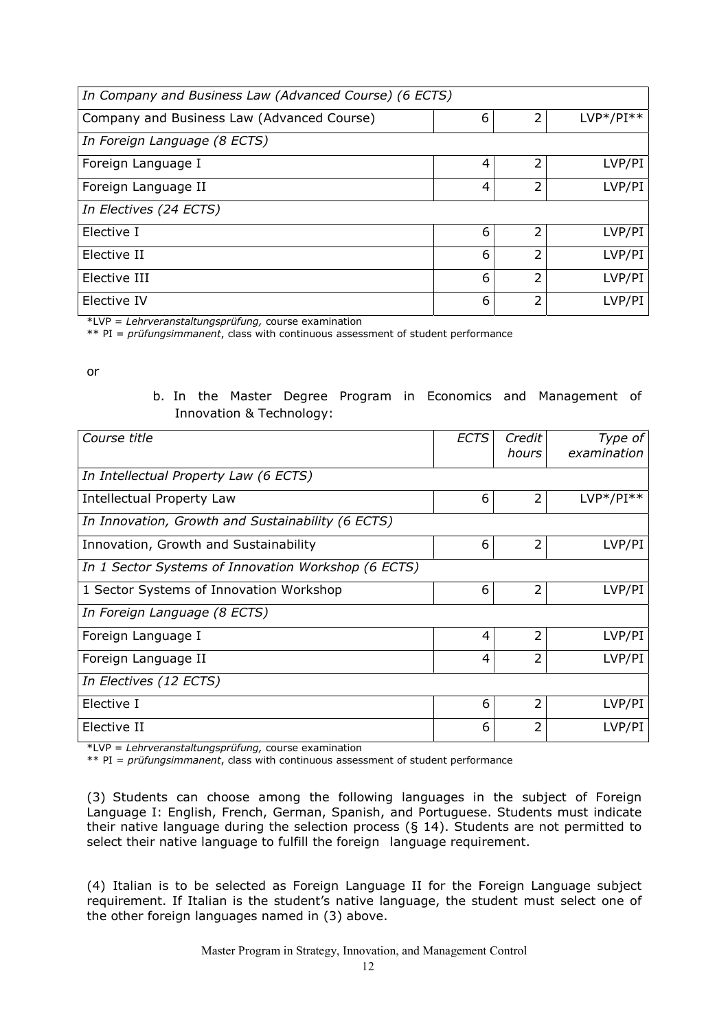| In Company and Business Law (Advanced Course) (6 ECTS) | | | |
|---|---|---|---|
| Company and Business Law (Advanced Course) | 6 | 2 | LVP*/PI** |
| *In Foreign Language (8 ECTS)* | | | |
| Foreign Language I | 4 | 2 | LVP/PI |
| Foreign Language II | 4 | 2 | LVP/PI |
| *In Electives (24 ECTS)* | | | |
| Elective I | 6 | 2 | LVP/PI |
| Elective II | 6 | 2 | LVP/PI |
| Elective III | 6 | 2 | LVP/PI |
| Elective IV | 6 | 2 | LVP/PI |

*LVP = *Lehrveranstaltungsprüfung,* course examination
** PI = *prüfungsimmanent*, class with continuous assessment of student performance

or

b. In the Master Degree Program in Economics and Management of Innovation & Technology:

| *Course title* | *ECTS* | *Credit hours* | *Type of examination* |
|---|---|---|---|
| *In Intellectual Property Law (6 ECTS)* | | | |
| Intellectual Property Law | 6 | 2 | LVP*/PI** |
| *In Innovation, Growth and Sustainability (6 ECTS)* | | | |
| Innovation, Growth and Sustainability | 6 | 2 | LVP/PI |
| *In 1 Sector Systems of Innovation Workshop (6 ECTS)* | | | |
| 1 Sector Systems of Innovation Workshop | 6 | 2 | LVP/PI |
| *In Foreign Language (8 ECTS)* | | | |
| Foreign Language I | 4 | 2 | LVP/PI |
| Foreign Language II | 4 | 2 | LVP/PI |
| *In Electives (12 ECTS)* | | | |
| Elective I | 6 | 2 | LVP/PI |
| Elective II | 6 | 2 | LVP/PI |

*LVP = *Lehrveranstaltungsprüfung,* course examination
** PI = *prüfungsimmanent*, class with continuous assessment of student performance

(3) Students can choose among the following languages in the subject of Foreign Language I: English, French, German, Spanish, and Portuguese. Students must indicate their native language during the selection process (§ 14). Students are not permitted to select their native language to fulfill the foreign language requirement.

(4) Italian is to be selected as Foreign Language II for the Foreign Language subject requirement. If Italian is the student's native language, the student must select one of the other foreign languages named in (3) above.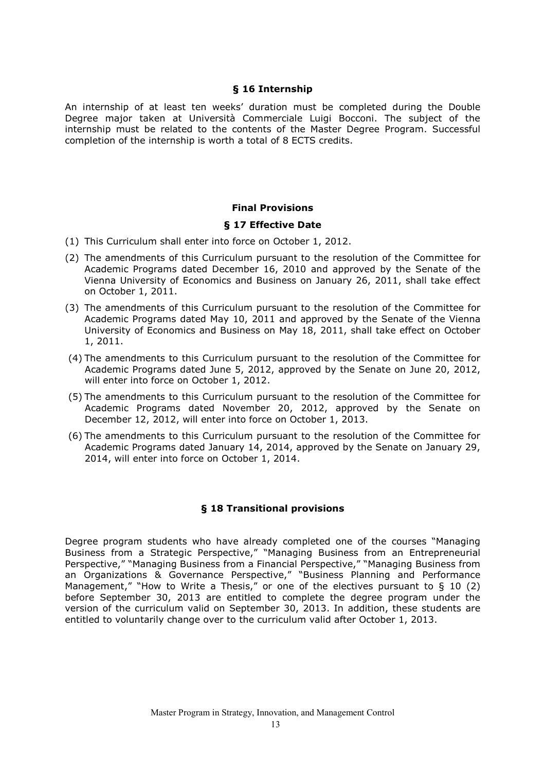## § 16 Internship

An internship of at least ten weeks' duration must be completed during the Double Degree major taken at Università Commerciale Luigi Bocconi. The subject of the internship must be related to the contents of the Master Degree Program. Successful completion of the internship is worth a total of 8 ECTS credits.

## Final Provisions

### § 17 Effective Date

(1) This Curriculum shall enter into force on October 1, 2012.

(2) The amendments of this Curriculum pursuant to the resolution of the Committee for Academic Programs dated December 16, 2010 and approved by the Senate of the Vienna University of Economics and Business on January 26, 2011, shall take effect on October 1, 2011.

(3) The amendments of this Curriculum pursuant to the resolution of the Committee for Academic Programs dated May 10, 2011 and approved by the Senate of the Vienna University of Economics and Business on May 18, 2011, shall take effect on October 1, 2011.

(4) The amendments to this Curriculum pursuant to the resolution of the Committee for Academic Programs dated June 5, 2012, approved by the Senate on June 20, 2012, will enter into force on October 1, 2012.

(5) The amendments to this Curriculum pursuant to the resolution of the Committee for Academic Programs dated November 20, 2012, approved by the Senate on December 12, 2012, will enter into force on October 1, 2013.

(6) The amendments to this Curriculum pursuant to the resolution of the Committee for Academic Programs dated January 14, 2014, approved by the Senate on January 29, 2014, will enter into force on October 1, 2014.

### § 18 Transitional provisions

Degree program students who have already completed one of the courses "Managing Business from a Strategic Perspective," "Managing Business from an Entrepreneurial Perspective," "Managing Business from a Financial Perspective," "Managing Business from an Organizations & Governance Perspective," "Business Planning and Performance Management," "How to Write a Thesis," or one of the electives pursuant to § 10 (2) before September 30, 2013 are entitled to complete the degree program under the version of the curriculum valid on September 30, 2013. In addition, these students are entitled to voluntarily change over to the curriculum valid after October 1, 2013.